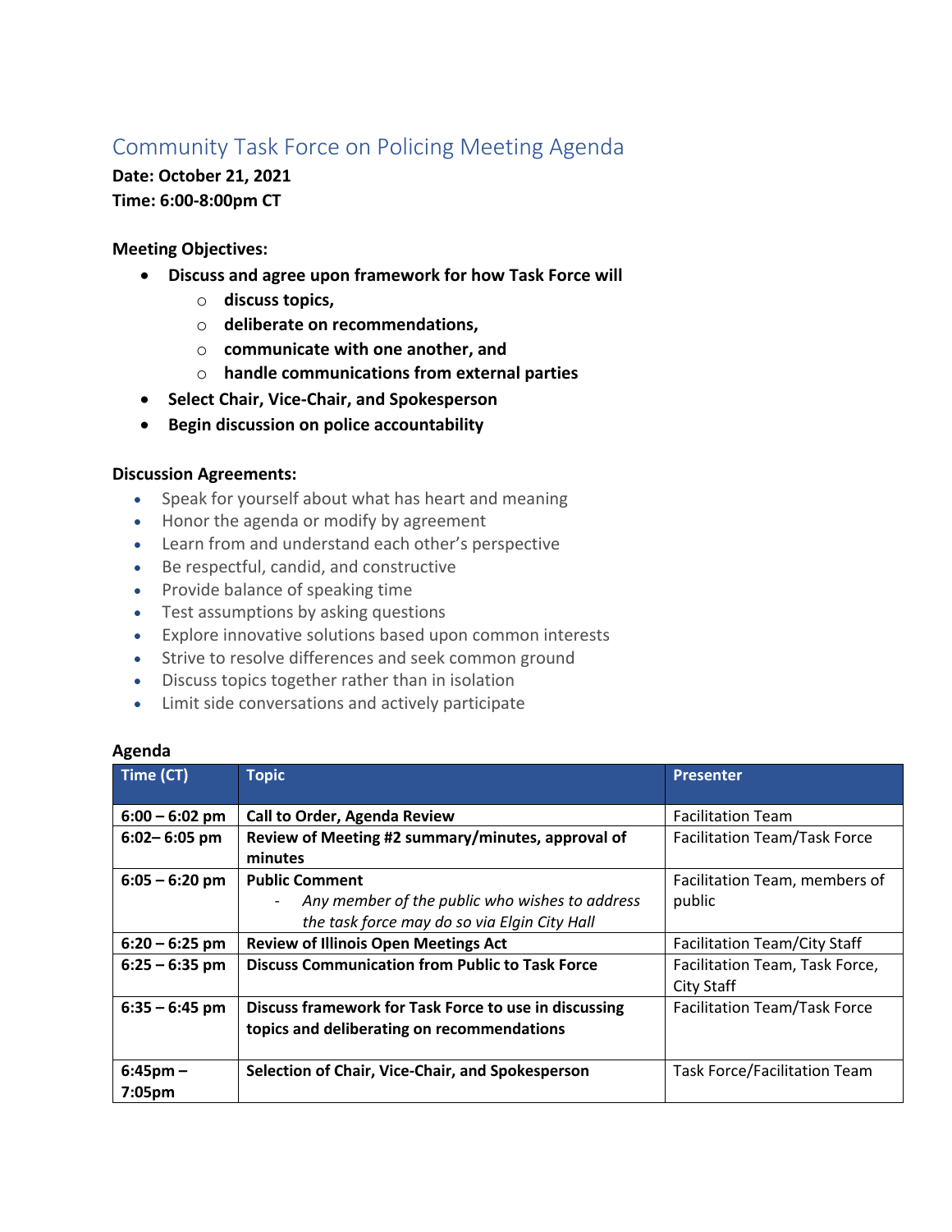# Community Task Force on Policing Meeting Agenda

**Date: October 21, 2021**
**Time: 6:00-8:00pm CT**

**Meeting Objectives:**

- **Discuss and agree upon framework for how Task Force will**
  - **discuss topics,**
  - **deliberate on recommendations,**
  - **communicate with one another, and**
  - **handle communications from external parties**
- **Select Chair, Vice-Chair, and Spokesperson**
- **Begin discussion on police accountability**

**Discussion Agreements:**

- Speak for yourself about what has heart and meaning
- Honor the agenda or modify by agreement
- Learn from and understand each other's perspective
- Be respectful, candid, and constructive
- Provide balance of speaking time
- Test assumptions by asking questions
- Explore innovative solutions based upon common interests
- Strive to resolve differences and seek common ground
- Discuss topics together rather than in isolation
- Limit side conversations and actively participate

**Agenda**

| Time (CT) | Topic | Presenter |
|---|---|---|
| **6:00 – 6:02 pm** | **Call to Order, Agenda Review** | Facilitation Team |
| **6:02– 6:05 pm** | **Review of Meeting #2 summary/minutes, approval of minutes** | Facilitation Team/Task Force |
| **6:05 – 6:20 pm** | **Public Comment**<br>- *Any member of the public who wishes to address the task force may do so via Elgin City Hall* | Facilitation Team, members of public |
| **6:20 – 6:25 pm** | **Review of Illinois Open Meetings Act** | Facilitation Team/City Staff |
| **6:25 – 6:35 pm** | **Discuss Communication from Public to Task Force** | Facilitation Team, Task Force, City Staff |
| **6:35 – 6:45 pm** | **Discuss framework for Task Force to use in discussing topics and deliberating on recommendations** | Facilitation Team/Task Force |
| **6:45pm – 7:05pm** | **Selection of Chair, Vice-Chair, and Spokesperson** | Task Force/Facilitation Team |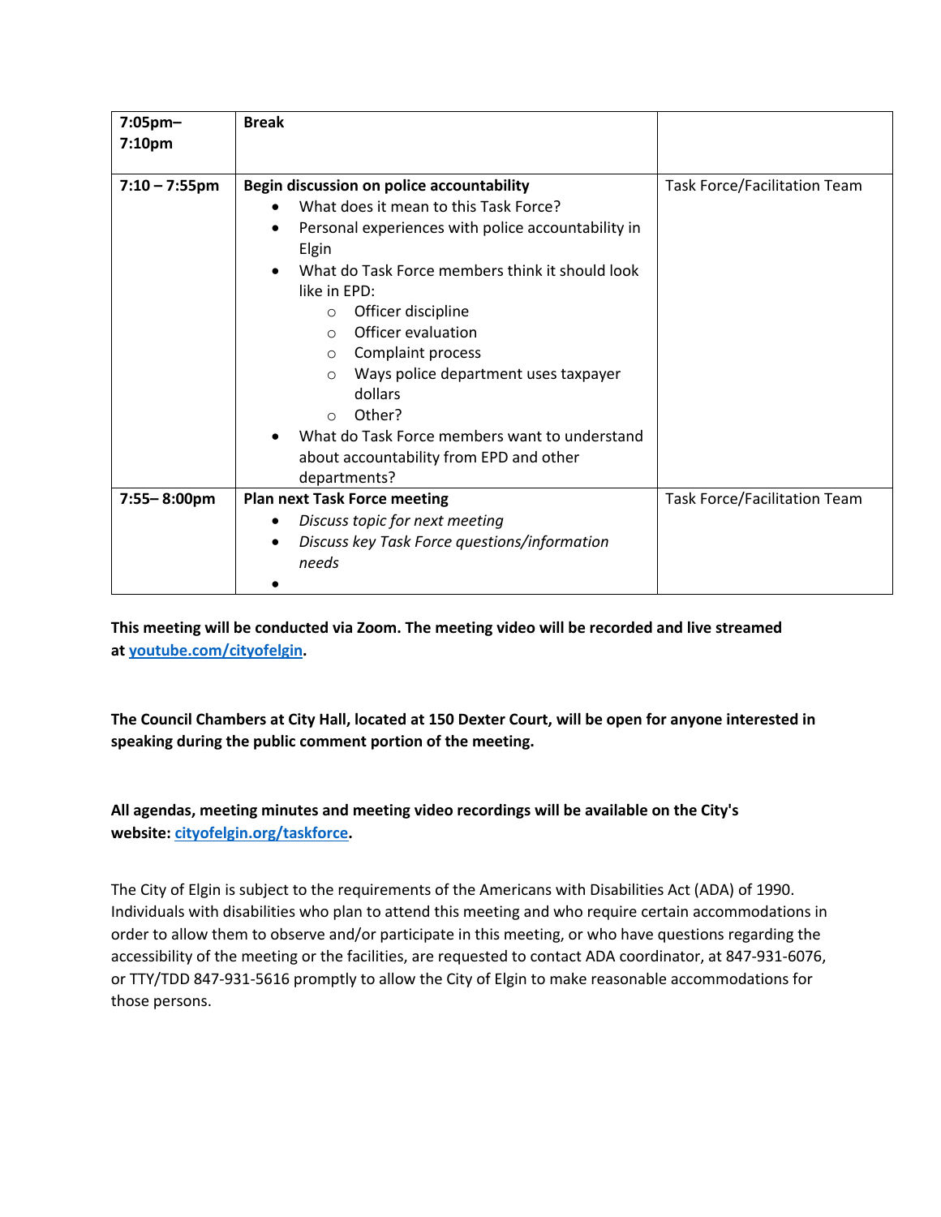| | | |
|---|---|---|
| **7:05pm–7:10pm** | **Break** | |
| **7:10 – 7:55pm** | **Begin discussion on police accountability**<br>• What does it mean to this Task Force?<br>• Personal experiences with police accountability in Elgin<br>• What do Task Force members think it should look like in EPD:<br>  ○ Officer discipline<br>  ○ Officer evaluation<br>  ○ Complaint process<br>  ○ Ways police department uses taxpayer dollars<br>  ○ Other?<br>• What do Task Force members want to understand about accountability from EPD and other departments? | Task Force/Facilitation Team |
| **7:55– 8:00pm** | **Plan next Task Force meeting**<br>• *Discuss topic for next meeting*<br>• *Discuss key Task Force questions/information needs*<br>• | Task Force/Facilitation Team |

**This meeting will be conducted via Zoom. The meeting video will be recorded and live streamed at youtube.com/cityofelgin.**

**The Council Chambers at City Hall, located at 150 Dexter Court, will be open for anyone interested in speaking during the public comment portion of the meeting.**

**All agendas, meeting minutes and meeting video recordings will be available on the City's website: cityofelgin.org/taskforce.**

The City of Elgin is subject to the requirements of the Americans with Disabilities Act (ADA) of 1990. Individuals with disabilities who plan to attend this meeting and who require certain accommodations in order to allow them to observe and/or participate in this meeting, or who have questions regarding the accessibility of the meeting or the facilities, are requested to contact ADA coordinator, at 847-931-6076, or TTY/TDD 847-931-5616 promptly to allow the City of Elgin to make reasonable accommodations for those persons.